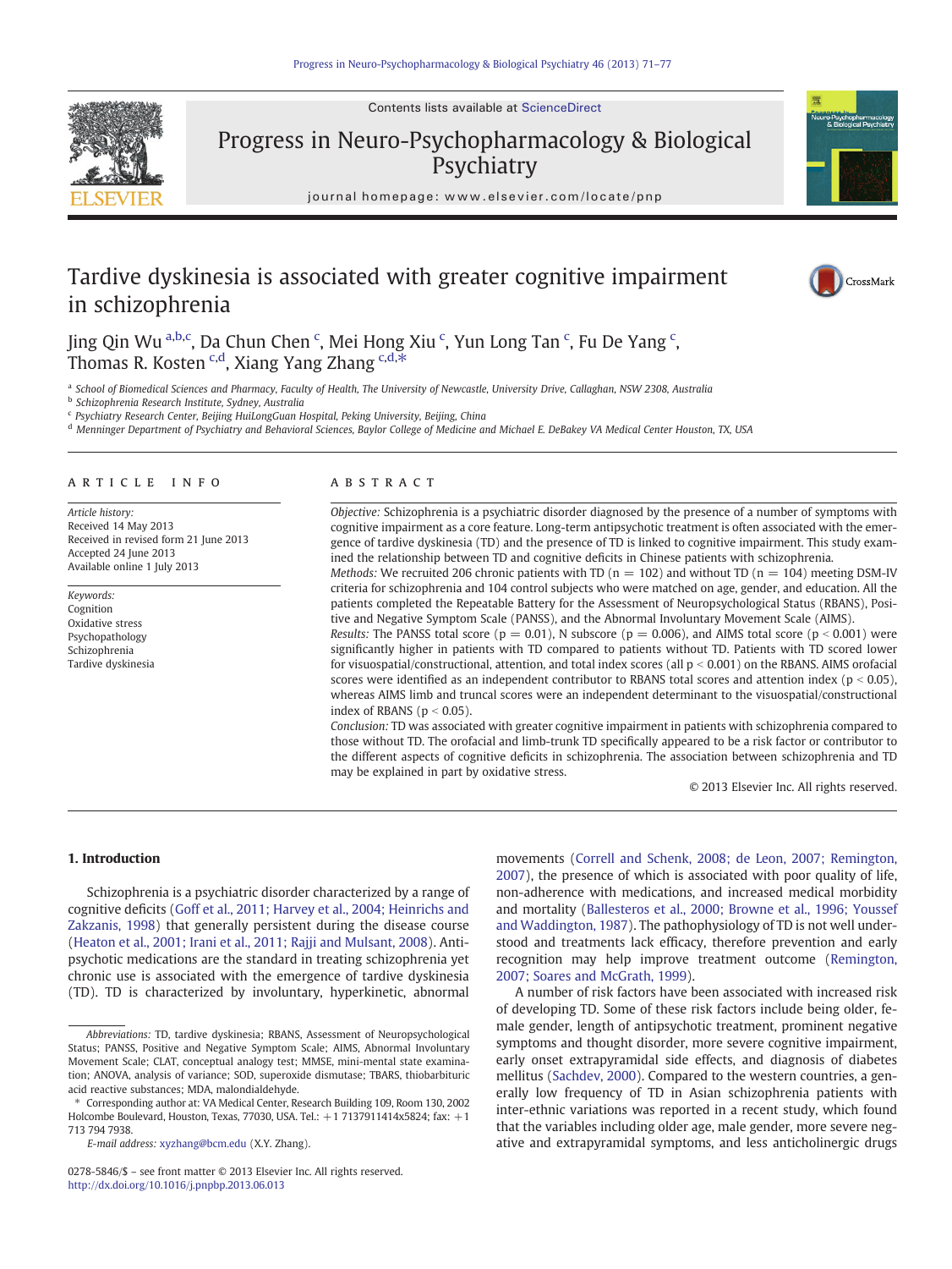# Tardive dyskinesia is associated with greater cognitive impairment in schizophrenia

Jing Qin Wu [a,b,c], Da Chun Chen [c], Mei Hong Xiu [c], Yun Long Tan [c], Fu De Yang [c], Thomas R. Kosten [c,d], Xiang Yang Zhang [c,d,*]

[a] School of Biomedical Sciences and Pharmacy, Faculty of Health, The University of Newcastle, University Drive, Callaghan, NSW 2308, Australia
[b] Schizophrenia Research Institute, Sydney, Australia
[c] Psychiatry Research Center, Beijing HuiLongGuan Hospital, Peking University, Beijing, China
[d] Menninger Department of Psychiatry and Behavioral Sciences, Baylor College of Medicine and Michael E. DeBakey VA Medical Center Houston, TX, USA

## ARTICLE INFO

*Article history:*
Received 14 May 2013
Received in revised form 21 June 2013
Accepted 24 June 2013
Available online 1 July 2013

*Keywords:*
Cognition
Oxidative stress
Psychopathology
Schizophrenia
Tardive dyskinesia

## ABSTRACT

*Objective:* Schizophrenia is a psychiatric disorder diagnosed by the presence of a number of symptoms with cognitive impairment as a core feature. Long-term antipsychotic treatment is often associated with the emergence of tardive dyskinesia (TD) and the presence of TD is linked to cognitive impairment. This study examined the relationship between TD and cognitive deficits in Chinese patients with schizophrenia.

*Methods:* We recruited 206 chronic patients with TD (n = 102) and without TD (n = 104) meeting DSM-IV criteria for schizophrenia and 104 control subjects who were matched on age, gender, and education. All the patients completed the Repeatable Battery for the Assessment of Neuropsychological Status (RBANS), Positive and Negative Symptom Scale (PANSS), and the Abnormal Involuntary Movement Scale (AIMS).

*Results:* The PANSS total score ($p = 0.01$), N subscore ($p = 0.006$), and AIMS total score ($p < 0.001$) were significantly higher in patients with TD compared to patients without TD. Patients with TD scored lower for visuospatial/constructional, attention, and total index scores (all $p < 0.001$) on the RBANS. AIMS orofacial scores were identified as an independent contributor to RBANS total scores and attention index ($p < 0.05$), whereas AIMS limb and truncal scores were an independent determinant to the visuospatial/constructional index of RBANS ($p < 0.05$).

*Conclusion:* TD was associated with greater cognitive impairment in patients with schizophrenia compared to those without TD. The orofacial and limb-trunk TD specifically appeared to be a risk factor or contributor to the different aspects of cognitive deficits in schizophrenia. The association between schizophrenia and TD may be explained in part by oxidative stress.

© 2013 Elsevier Inc. All rights reserved.

## 1. Introduction

Schizophrenia is a psychiatric disorder characterized by a range of cognitive deficits (Goff et al., 2011; Harvey et al., 2004; Heinrichs and Zakzanis, 1998) that generally persistent during the disease course (Heaton et al., 2001; Irani et al., 2011; Rajji and Mulsant, 2008). Antipsychotic medications are the standard in treating schizophrenia yet chronic use is associated with the emergence of tardive dyskinesia (TD). TD is characterized by involuntary, hyperkinetic, abnormal movements (Correll and Schenk, 2008; de Leon, 2007; Remington, 2007), the presence of which is associated with poor quality of life, non-adherence with medications, and increased medical morbidity and mortality (Ballesteros et al., 2000; Browne et al., 1996; Youssef and Waddington, 1987). The pathophysiology of TD is not well understood and treatments lack efficacy, therefore prevention and early recognition may help improve treatment outcome (Remington, 2007; Soares and McGrath, 1999).

A number of risk factors have been associated with increased risk of developing TD. Some of these risk factors include being older, female gender, length of antipsychotic treatment, prominent negative symptoms and thought disorder, more severe cognitive impairment, early onset extrapyramidal side effects, and diagnosis of diabetes mellitus (Sachdev, 2000). Compared to the western countries, a generally low frequency of TD in Asian schizophrenia patients with inter-ethnic variations was reported in a recent study, which found that the variables including older age, male gender, more severe negative and extrapyramidal symptoms, and less anticholinergic drugs

*Abbreviations:* TD, tardive dyskinesia; RBANS, Assessment of Neuropsychological Status; PANSS, Positive and Negative Symptom Scale; AIMS, Abnormal Involuntary Movement Scale; CLAT, conceptual analogy test; MMSE, mini-mental state examination; ANOVA, analysis of variance; SOD, superoxide dismutase; TBARS, thiobarbituric acid reactive substances; MDA, malondialdehyde.

\* Corresponding author at: VA Medical Center, Research Building 109, Room 130, 2002 Holcombe Boulevard, Houston, Texas, 77030, USA. Tel.: +1 7137911414x5824; fax: +1 713 794 7938.

*E-mail address:* xyzhang@bcm.edu (X.Y. Zhang).

0278-5846/$ – see front matter © 2013 Elsevier Inc. All rights reserved.
http://dx.doi.org/10.1016/j.pnpbp.2013.06.013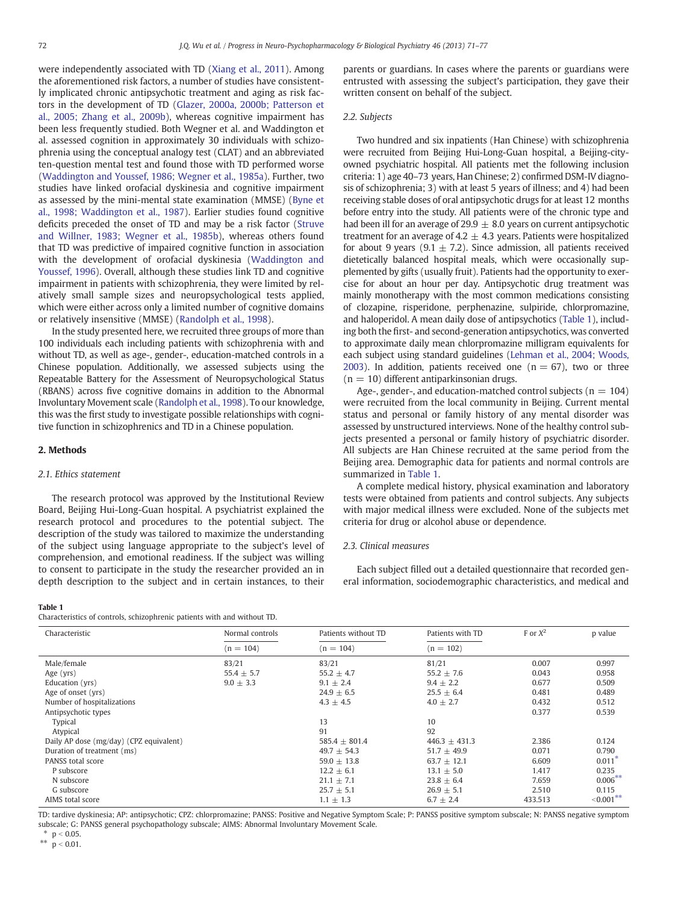were independently associated with TD (Xiang et al., 2011). Among the aforementioned risk factors, a number of studies have consistently implicated chronic antipsychotic treatment and aging as risk factors in the development of TD (Glazer, 2000a, 2000b; Patterson et al., 2005; Zhang et al., 2009b), whereas cognitive impairment has been less frequently studied. Both Wegner et al. and Waddington et al. assessed cognition in approximately 30 individuals with schizophrenia using the conceptual analogy test (CLAT) and an abbreviated ten-question mental test and found those with TD performed worse (Waddington and Youssef, 1986; Wegner et al., 1985a). Further, two studies have linked orofacial dyskinesia and cognitive impairment as assessed by the mini-mental state examination (MMSE) (Byne et al., 1998; Waddington et al., 1987). Earlier studies found cognitive deficits preceded the onset of TD and may be a risk factor (Struve and Willner, 1983; Wegner et al., 1985b), whereas others found that TD was predictive of impaired cognitive function in association with the development of orofacial dyskinesia (Waddington and Youssef, 1996). Overall, although these studies link TD and cognitive impairment in patients with schizophrenia, they were limited by relatively small sample sizes and neuropsychological tests applied, which were either across only a limited number of cognitive domains or relatively insensitive (MMSE) (Randolph et al., 1998).

In the study presented here, we recruited three groups of more than 100 individuals each including patients with schizophrenia with and without TD, as well as age-, gender-, education-matched controls in a Chinese population. Additionally, we assessed subjects using the Repeatable Battery for the Assessment of Neuropsychological Status (RBANS) across five cognitive domains in addition to the Abnormal Involuntary Movement scale (Randolph et al., 1998). To our knowledge, this was the first study to investigate possible relationships with cognitive function in schizophrenics and TD in a Chinese population.

## 2. Methods

### 2.1. Ethics statement

The research protocol was approved by the Institutional Review Board, Beijing Hui-Long-Guan hospital. A psychiatrist explained the research protocol and procedures to the potential subject. The description of the study was tailored to maximize the understanding of the subject using language appropriate to the subject's level of comprehension, and emotional readiness. If the subject was willing to consent to participate in the study the researcher provided an in depth description to the subject and in certain instances, to their parents or guardians. In cases where the parents or guardians were entrusted with assessing the subject's participation, they gave their written consent on behalf of the subject.

### 2.2. Subjects

Two hundred and six inpatients (Han Chinese) with schizophrenia were recruited from Beijing Hui-Long-Guan hospital, a Beijing-city-owned psychiatric hospital. All patients met the following inclusion criteria: 1) age 40–73 years, Han Chinese; 2) confirmed DSM-IV diagnosis of schizophrenia; 3) with at least 5 years of illness; and 4) had been receiving stable doses of oral antipsychotic drugs for at least 12 months before entry into the study. All patients were of the chronic type and had been ill for an average of 29.9 ± 8.0 years on current antipsychotic treatment for an average of 4.2 ± 4.3 years. Patients were hospitalized for about 9 years (9.1 ± 7.2). Since admission, all patients received dietetically balanced hospital meals, which were occasionally supplemented by gifts (usually fruit). Patients had the opportunity to exercise for about an hour per day. Antipsychotic drug treatment was mainly monotherapy with the most common medications consisting of clozapine, risperidone, perphenazine, sulpiride, chlorpromazine, and haloperidol. A mean daily dose of antipsychotics (Table 1), including both the first- and second-generation antipsychotics, was converted to approximate daily mean chlorpromazine milligram equivalents for each subject using standard guidelines (Lehman et al., 2004; Woods, 2003). In addition, patients received one (n = 67), two or three (n = 10) different antiparkinsonian drugs.

Age-, gender-, and education-matched control subjects (n = 104) were recruited from the local community in Beijing. Current mental status and personal or family history of any mental disorder was assessed by unstructured interviews. None of the healthy control subjects presented a personal or family history of psychiatric disorder. All subjects are Han Chinese recruited at the same period from the Beijing area. Demographic data for patients and normal controls are summarized in Table 1.

A complete medical history, physical examination and laboratory tests were obtained from patients and control subjects. Any subjects with major medical illness were excluded. None of the subjects met criteria for drug or alcohol abuse or dependence.

### 2.3. Clinical measures

Each subject filled out a detailed questionnaire that recorded general information, sociodemographic characteristics, and medical and

**Table 1**
Characteristics of controls, schizophrenic patients with and without TD.

| Characteristic | Normal controls | Patients without TD | Patients with TD | F or $X^2$ | p value |
|---|---|---|---|---|---|
| | (n = 104) | (n = 104) | (n = 102) | | |
| Male/female | 83/21 | 83/21 | 81/21 | 0.007 | 0.997 |
| Age (yrs) | 55.4 ± 5.7 | 55.2 ± 4.7 | 55.2 ± 7.6 | 0.043 | 0.958 |
| Education (yrs) | 9.0 ± 3.3 | 9.1 ± 2.4 | 9.4 ± 2.2 | 0.677 | 0.509 |
| Age of onset (yrs) | | 24.9 ± 6.5 | 25.5 ± 6.4 | 0.481 | 0.489 |
| Number of hospitalizations | | 4.3 ± 4.5 | 4.0 ± 2.7 | 0.432 | 0.512 |
| Antipsychotic types | | | | 0.377 | 0.539 |
| Typical | | 13 | 10 | | |
| Atypical | | 91 | 92 | | |
| Daily AP dose (mg/day) (CPZ equivalent) | | 585.4 ± 801.4 | 446.3 ± 431.3 | 2.386 | 0.124 |
| Duration of treatment (ms) | | 49.7 ± 54.3 | 51.7 ± 49.9 | 0.071 | 0.790 |
| PANSS total score | | 59.0 ± 13.8 | 63.7 ± 12.1 | 6.609 | 0.011* |
| P subscore | | 12.2 ± 6.1 | 13.1 ± 5.0 | 1.417 | 0.235 |
| N subscore | | 21.1 ± 7.1 | 23.8 ± 6.4 | 7.659 | 0.006** |
| G subscore | | 25.7 ± 5.1 | 26.9 ± 5.1 | 2.510 | 0.115 |
| AIMS total score | | 1.1 ± 1.3 | 6.7 ± 2.4 | 433.513 | <0.001** |

TD: tardive dyskinesia; AP: antipsychotic; CPZ: chlorpromazine; PANSS: Positive and Negative Symptom Scale; P: PANSS positive symptom subscale; N: PANSS negative symptom subscale; G: PANSS general psychopathology subscale; AIMS: Abnormal Involuntary Movement Scale.

\* $p < 0.05$.

\*\* $p < 0.01$.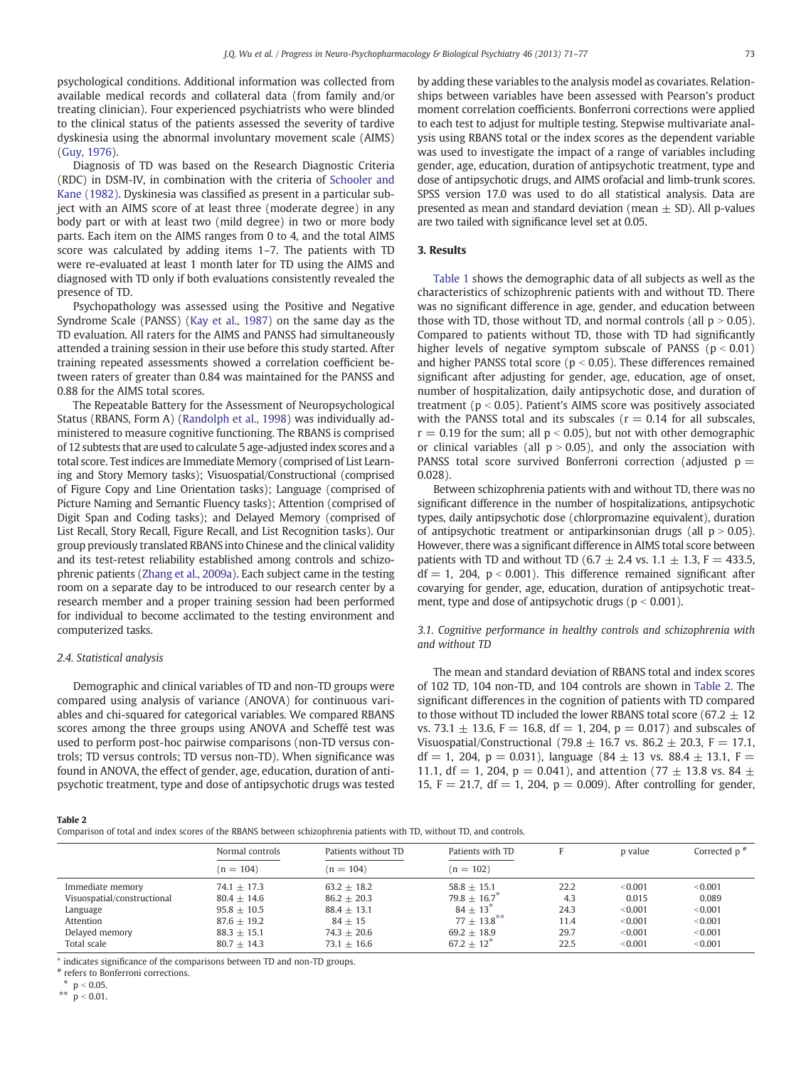psychological conditions. Additional information was collected from available medical records and collateral data (from family and/or treating clinician). Four experienced psychiatrists who were blinded to the clinical status of the patients assessed the severity of tardive dyskinesia using the abnormal involuntary movement scale (AIMS) (Guy, 1976).

Diagnosis of TD was based on the Research Diagnostic Criteria (RDC) in DSM-IV, in combination with the criteria of Schooler and Kane (1982). Dyskinesia was classified as present in a particular subject with an AIMS score of at least three (moderate degree) in any body part or with at least two (mild degree) in two or more body parts. Each item on the AIMS ranges from 0 to 4, and the total AIMS score was calculated by adding items 1–7. The patients with TD were re-evaluated at least 1 month later for TD using the AIMS and diagnosed with TD only if both evaluations consistently revealed the presence of TD.

Psychopathology was assessed using the Positive and Negative Syndrome Scale (PANSS) (Kay et al., 1987) on the same day as the TD evaluation. All raters for the AIMS and PANSS had simultaneously attended a training session in their use before this study started. After training repeated assessments showed a correlation coefficient between raters of greater than 0.84 was maintained for the PANSS and 0.88 for the AIMS total scores.

The Repeatable Battery for the Assessment of Neuropsychological Status (RBANS, Form A) (Randolph et al., 1998) was individually administered to measure cognitive functioning. The RBANS is comprised of 12 subtests that are used to calculate 5 age-adjusted index scores and a total score. Test indices are Immediate Memory (comprised of List Learning and Story Memory tasks); Visuospatial/Constructional (comprised of Figure Copy and Line Orientation tasks); Language (comprised of Picture Naming and Semantic Fluency tasks); Attention (comprised of Digit Span and Coding tasks); and Delayed Memory (comprised of List Recall, Story Recall, Figure Recall, and List Recognition tasks). Our group previously translated RBANS into Chinese and the clinical validity and its test-retest reliability established among controls and schizophrenic patients (Zhang et al., 2009a). Each subject came in the testing room on a separate day to be introduced to our research center by a research member and a proper training session had been performed for individual to become acclimated to the testing environment and computerized tasks.

### 2.4. Statistical analysis

Demographic and clinical variables of TD and non-TD groups were compared using analysis of variance (ANOVA) for continuous variables and chi-squared for categorical variables. We compared RBANS scores among the three groups using ANOVA and Scheffé test was used to perform post-hoc pairwise comparisons (non-TD versus controls; TD versus controls; TD versus non-TD). When significance was found in ANOVA, the effect of gender, age, education, duration of antipsychotic treatment, type and dose of antipsychotic drugs was tested by adding these variables to the analysis model as covariates. Relationships between variables have been assessed with Pearson's product moment correlation coefficients. Bonferroni corrections were applied to each test to adjust for multiple testing. Stepwise multivariate analysis using RBANS total or the index scores as the dependent variable was used to investigate the impact of a range of variables including gender, age, education, duration of antipsychotic treatment, type and dose of antipsychotic drugs, and AIMS orofacial and limb-trunk scores. SPSS version 17.0 was used to do all statistical analysis. Data are presented as mean and standard deviation (mean ± SD). All p-values are two tailed with significance level set at 0.05.

## 3. Results

Table 1 shows the demographic data of all subjects as well as the characteristics of schizophrenic patients with and without TD. There was no significant difference in age, gender, and education between those with TD, those without TD, and normal controls (all $p > 0.05$). Compared to patients without TD, those with TD had significantly higher levels of negative symptom subscale of PANSS ($p < 0.01$) and higher PANSS total score ($p < 0.05$). These differences remained significant after adjusting for gender, age, education, age of onset, number of hospitalization, daily antipsychotic dose, and duration of treatment ($p < 0.05$). Patient's AIMS score was positively associated with the PANSS total and its subscales ($r = 0.14$ for all subscales, $r = 0.19$ for the sum; all $p < 0.05$), but not with other demographic or clinical variables (all $p > 0.05$), and only the association with PANSS total score survived Bonferroni correction (adjusted $p = 0.028$).

Between schizophrenia patients with and without TD, there was no significant difference in the number of hospitalizations, antipsychotic types, daily antipsychotic dose (chlorpromazine equivalent), duration of antipsychotic treatment or antiparkinsonian drugs (all $p > 0.05$). However, there was a significant difference in AIMS total score between patients with TD and without TD (6.7 ± 2.4 vs. 1.1 ± 1.3, $F = 433.5$, $df = 1, 204$, $p < 0.001$). This difference remained significant after covarying for gender, age, education, duration of antipsychotic treatment, type and dose of antipsychotic drugs ($p < 0.001$).

### 3.1. Cognitive performance in healthy controls and schizophrenia with and without TD

The mean and standard deviation of RBANS total and index scores of 102 TD, 104 non-TD, and 104 controls are shown in Table 2. The significant differences in the cognition of patients with TD compared to those without TD included the lower RBANS total score (67.2 ± 12 vs. 73.1 ± 13.6, $F = 16.8$, $df = 1, 204$, $p = 0.017$) and subscales of Visuospatial/Constructional (79.8 ± 16.7 vs. 86.2 ± 20.3, $F = 17.1$, $df = 1, 204$, $p = 0.031$), language (84 ± 13 vs. 88.4 ± 13.1, $F = 11.1$, $df = 1, 204$, $p = 0.041$), and attention (77 ± 13.8 vs. 84 ± 15, $F = 21.7$, $df = 1, 204$, $p = 0.009$). After controlling for gender,

**Table 2**
Comparison of total and index scores of the RBANS between schizophrenia patients with TD, without TD, and controls.

| | Normal controls | Patients without TD | Patients with TD | F | p value | Corrected p [#] |
|---|---|---|---|---|---|---|
| | (n = 104) | (n = 104) | (n = 102) | | | |
| Immediate memory | 74.1 ± 17.3 | 63.2 ± 18.2 | 58.8 ± 15.1 | 22.2 | <0.001 | <0.001 |
| Visuospatial/constructional | 80.4 ± 14.6 | 86.2 ± 20.3 | 79.8 ± 16.7* | 4.3 | 0.015 | 0.089 |
| Language | 95.8 ± 10.5 | 88.4 ± 13.1 | 84 ± 13* | 24.3 | <0.001 | <0.001 |
| Attention | 87.6 ± 19.2 | 84 ± 15 | 77 ± 13.8** | 11.4 | <0.001 | <0.001 |
| Delayed memory | 88.3 ± 15.1 | 74.3 ± 20.6 | 69.2 ± 18.9 | 29.7 | <0.001 | <0.001 |
| Total scale | 80.7 ± 14.3 | 73.1 ± 16.6 | 67.2 ± 12* | 22.5 | <0.001 | <0.001 |

* indicates significance of the comparisons between TD and non-TD groups.
[#] refers to Bonferroni corrections.
* $p < 0.05$.
** $p < 0.01$.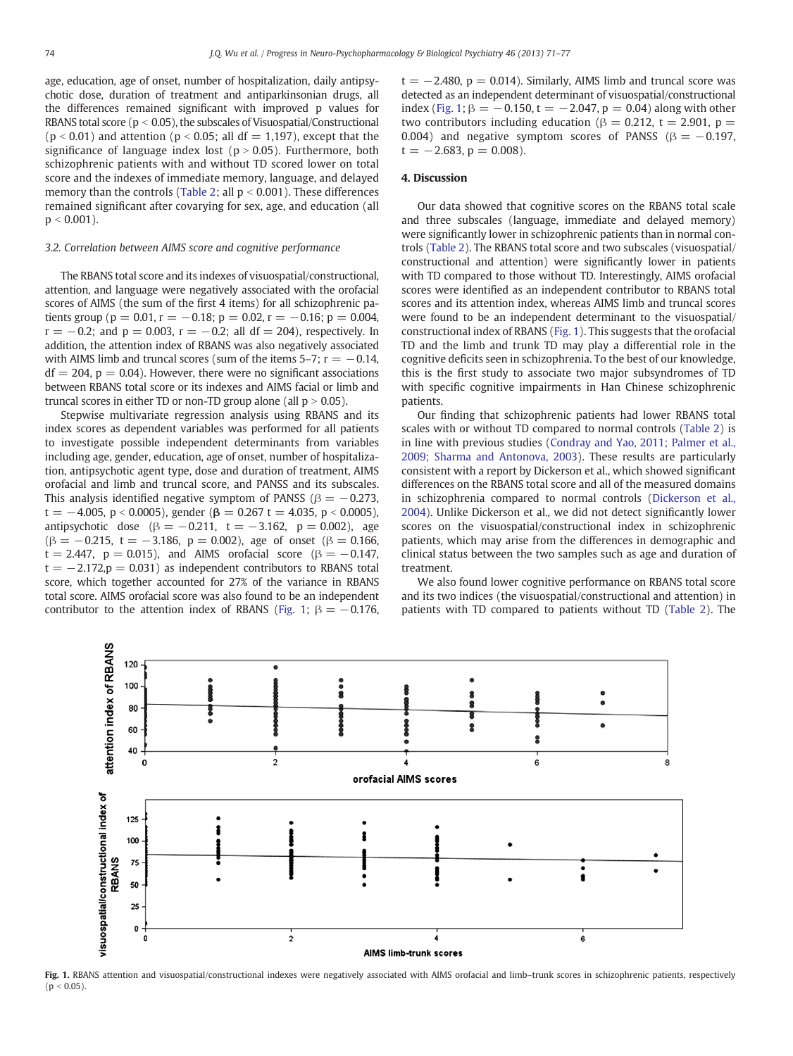age, education, age of onset, number of hospitalization, daily antipsychotic dose, duration of treatment and antiparkinsonian drugs, all the differences remained significant with improved p values for RBANS total score ($p < 0.05$), the subscales of Visuospatial/Constructional ($p < 0.01$) and attention ($p < 0.05$; all df = 1,197), except that the significance of language index lost ($p > 0.05$). Furthermore, both schizophrenic patients with and without TD scored lower on total score and the indexes of immediate memory, language, and delayed memory than the controls (Table 2; all $p < 0.001$). These differences remained significant after covarying for sex, age, and education (all $p < 0.001$).

### 3.2. Correlation between AIMS score and cognitive performance

The RBANS total score and its indexes of visuospatial/constructional, attention, and language were negatively associated with the orofacial scores of AIMS (the sum of the first 4 items) for all schizophrenic patients group ($p = 0.01$, $r = -0.18$; $p = 0.02$, $r = -0.16$; $p = 0.004$, $r = -0.2$; and $p = 0.003$, $r = -0.2$; all df = 204), respectively. In addition, the attention index of RBANS was also negatively associated with AIMS limb and truncal scores (sum of the items 5–7; $r = -0.14$, df = 204, $p = 0.04$). However, there were no significant associations between RBANS total score or its indexes and AIMS facial or limb and truncal scores in either TD or non-TD group alone (all $p > 0.05$).

Stepwise multivariate regression analysis using RBANS and its index scores as dependent variables was performed for all patients to investigate possible independent determinants from variables including age, gender, education, age of onset, number of hospitalization, antipsychotic agent type, dose and duration of treatment, AIMS orofacial and limb and truncal score, and PANSS and its subscales. This analysis identified negative symptom of PANSS ($\beta = -0.273$, $t = -4.005$, $p < 0.0005$), gender ($\beta = 0.267$ $t = 4.035$, $p < 0.0005$), antipsychotic dose ($\beta = -0.211$, $t = -3.162$, $p = 0.002$), age ($\beta = -0.215$, $t = -3.186$, $p = 0.002$), age of onset ($\beta = 0.166$, $t = 2.447$, $p = 0.015$), and AIMS orofacial score ($\beta = -0.147$, $t = -2.172$, $p = 0.031$) as independent contributors to RBANS total score, which together accounted for 27% of the variance in RBANS total score. AIMS orofacial score was also found to be an independent contributor to the attention index of RBANS (Fig. 1; $\beta = -0.176$, $t = -2.480$, $p = 0.014$). Similarly, AIMS limb and truncal score was detected as an independent determinant of visuospatial/constructional index (Fig. 1; $\beta = -0.150$, $t = -2.047$, $p = 0.04$) along with other two contributors including education ($\beta = 0.212$, $t = 2.901$, $p = 0.004$) and negative symptom scores of PANSS ($\beta = -0.197$, $t = -2.683$, $p = 0.008$).

## 4. Discussion

Our data showed that cognitive scores on the RBANS total scale and three subscales (language, immediate and delayed memory) were significantly lower in schizophrenic patients than in normal controls (Table 2). The RBANS total score and two subscales (visuospatial/constructional and attention) were significantly lower in patients with TD compared to those without TD. Interestingly, AIMS orofacial scores were identified as an independent contributor to RBANS total scores and its attention index, whereas AIMS limb and truncal scores were found to be an independent determinant to the visuospatial/constructional index of RBANS (Fig. 1). This suggests that the orofacial TD and the limb and trunk TD may play a differential role in the cognitive deficits seen in schizophrenia. To the best of our knowledge, this is the first study to associate two major subsyndromes of TD with specific cognitive impairments in Han Chinese schizophrenic patients.

Our finding that schizophrenic patients had lower RBANS total scales with or without TD compared to normal controls (Table 2) is in line with previous studies (Condray and Yao, 2011; Palmer et al., 2009; Sharma and Antonova, 2003). These results are particularly consistent with a report by Dickerson et al., which showed significant differences on the RBANS total score and all of the measured domains in schizophrenia compared to normal controls (Dickerson et al., 2004). Unlike Dickerson et al., we did not detect significantly lower scores on the visuospatial/constructional index in schizophrenic patients, which may arise from the differences in demographic and clinical status between the two samples such as age and duration of treatment.

We also found lower cognitive performance on RBANS total score and its two indices (the visuospatial/constructional and attention) in patients with TD compared to patients without TD (Table 2). The

**Fig. 1.** RBANS attention and visuospatial/constructional indexes were negatively associated with AIMS orofacial and limb–trunk scores in schizophrenic patients, respectively ($p < 0.05$).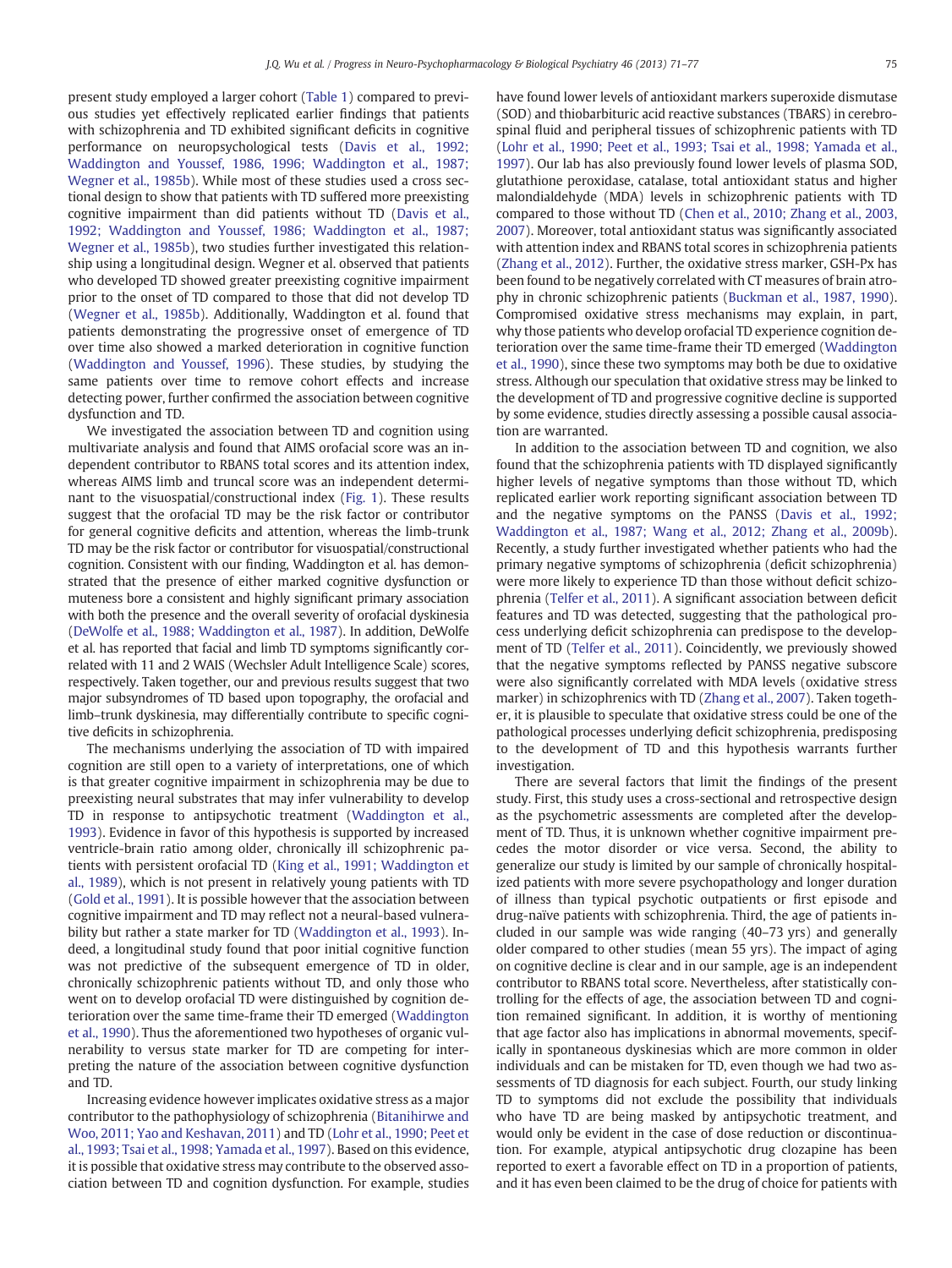present study employed a larger cohort (Table 1) compared to previous studies yet effectively replicated earlier findings that patients with schizophrenia and TD exhibited significant deficits in cognitive performance on neuropsychological tests (Davis et al., 1992; Waddington and Youssef, 1986, 1996; Waddington et al., 1987; Wegner et al., 1985b). While most of these studies used a cross sectional design to show that patients with TD suffered more preexisting cognitive impairment than did patients without TD (Davis et al., 1992; Waddington and Youssef, 1986; Waddington et al., 1987; Wegner et al., 1985b), two studies further investigated this relationship using a longitudinal design. Wegner et al. observed that patients who developed TD showed greater preexisting cognitive impairment prior to the onset of TD compared to those that did not develop TD (Wegner et al., 1985b). Additionally, Waddington et al. found that patients demonstrating the progressive onset of emergence of TD over time also showed a marked deterioration in cognitive function (Waddington and Youssef, 1996). These studies, by studying the same patients over time to remove cohort effects and increase detecting power, further confirmed the association between cognitive dysfunction and TD.

We investigated the association between TD and cognition using multivariate analysis and found that AIMS orofacial score was an independent contributor to RBANS total scores and its attention index, whereas AIMS limb and truncal score was an independent determinant to the visuospatial/constructional index (Fig. 1). These results suggest that the orofacial TD may be the risk factor or contributor for general cognitive deficits and attention, whereas the limb-trunk TD may be the risk factor or contributor for visuospatial/constructional cognition. Consistent with our finding, Waddington et al. has demonstrated that the presence of either marked cognitive dysfunction or muteness bore a consistent and highly significant primary association with both the presence and the overall severity of orofacial dyskinesia (DeWolfe et al., 1988; Waddington et al., 1987). In addition, DeWolfe et al. has reported that facial and limb TD symptoms significantly correlated with 11 and 2 WAIS (Wechsler Adult Intelligence Scale) scores, respectively. Taken together, our and previous results suggest that two major subsyndromes of TD based upon topography, the orofacial and limb–trunk dyskinesia, may differentially contribute to specific cognitive deficits in schizophrenia.

The mechanisms underlying the association of TD with impaired cognition are still open to a variety of interpretations, one of which is that greater cognitive impairment in schizophrenia may be due to preexisting neural substrates that may infer vulnerability to develop TD in response to antipsychotic treatment (Waddington et al., 1993). Evidence in favor of this hypothesis is supported by increased ventricle-brain ratio among older, chronically ill schizophrenic patients with persistent orofacial TD (King et al., 1991; Waddington et al., 1989), which is not present in relatively young patients with TD (Gold et al., 1991). It is possible however that the association between cognitive impairment and TD may reflect not a neural-based vulnerability but rather a state marker for TD (Waddington et al., 1993). Indeed, a longitudinal study found that poor initial cognitive function was not predictive of the subsequent emergence of TD in older, chronically schizophrenic patients without TD, and only those who went on to develop orofacial TD were distinguished by cognition deterioration over the same time-frame their TD emerged (Waddington et al., 1990). Thus the aforementioned two hypotheses of organic vulnerability to versus state marker for TD are competing for interpreting the nature of the association between cognitive dysfunction and TD.

Increasing evidence however implicates oxidative stress as a major contributor to the pathophysiology of schizophrenia (Bitanihirwe and Woo, 2011; Yao and Keshavan, 2011) and TD (Lohr et al., 1990; Peet et al., 1993; Tsai et al., 1998; Yamada et al., 1997). Based on this evidence, it is possible that oxidative stress may contribute to the observed association between TD and cognition dysfunction. For example, studies have found lower levels of antioxidant markers superoxide dismutase (SOD) and thiobarbituric acid reactive substances (TBARS) in cerebrospinal fluid and peripheral tissues of schizophrenic patients with TD (Lohr et al., 1990; Peet et al., 1993; Tsai et al., 1998; Yamada et al., 1997). Our lab has also previously found lower levels of plasma SOD, glutathione peroxidase, catalase, total antioxidant status and higher malondialdehyde (MDA) levels in schizophrenic patients with TD compared to those without TD (Chen et al., 2010; Zhang et al., 2003, 2007). Moreover, total antioxidant status was significantly associated with attention index and RBANS total scores in schizophrenia patients (Zhang et al., 2012). Further, the oxidative stress marker, GSH-Px has been found to be negatively correlated with CT measures of brain atrophy in chronic schizophrenic patients (Buckman et al., 1987, 1990). Compromised oxidative stress mechanisms may explain, in part, why those patients who develop orofacial TD experience cognition deterioration over the same time-frame their TD emerged (Waddington et al., 1990), since these two symptoms may both be due to oxidative stress. Although our speculation that oxidative stress may be linked to the development of TD and progressive cognitive decline is supported by some evidence, studies directly assessing a possible causal association are warranted.

In addition to the association between TD and cognition, we also found that the schizophrenia patients with TD displayed significantly higher levels of negative symptoms than those without TD, which replicated earlier work reporting significant association between TD and the negative symptoms on the PANSS (Davis et al., 1992; Waddington et al., 1987; Wang et al., 2012; Zhang et al., 2009b). Recently, a study further investigated whether patients who had the primary negative symptoms of schizophrenia (deficit schizophrenia) were more likely to experience TD than those without deficit schizophrenia (Telfer et al., 2011). A significant association between deficit features and TD was detected, suggesting that the pathological process underlying deficit schizophrenia can predispose to the development of TD (Telfer et al., 2011). Coincidently, we previously showed that the negative symptoms reflected by PANSS negative subscore were also significantly correlated with MDA levels (oxidative stress marker) in schizophrenics with TD (Zhang et al., 2007). Taken together, it is plausible to speculate that oxidative stress could be one of the pathological processes underlying deficit schizophrenia, predisposing to the development of TD and this hypothesis warrants further investigation.

There are several factors that limit the findings of the present study. First, this study uses a cross-sectional and retrospective design as the psychometric assessments are completed after the development of TD. Thus, it is unknown whether cognitive impairment precedes the motor disorder or vice versa. Second, the ability to generalize our study is limited by our sample of chronically hospitalized patients with more severe psychopathology and longer duration of illness than typical psychotic outpatients or first episode and drug-naïve patients with schizophrenia. Third, the age of patients included in our sample was wide ranging (40–73 yrs) and generally older compared to other studies (mean 55 yrs). The impact of aging on cognitive decline is clear and in our sample, age is an independent contributor to RBANS total score. Nevertheless, after statistically controlling for the effects of age, the association between TD and cognition remained significant. In addition, it is worthy of mentioning that age factor also has implications in abnormal movements, specifically in spontaneous dyskinesias which are more common in older individuals and can be mistaken for TD, even though we had two assessments of TD diagnosis for each subject. Fourth, our study linking TD to symptoms did not exclude the possibility that individuals who have TD are being masked by antipsychotic treatment, and would only be evident in the case of dose reduction or discontinuation. For example, atypical antipsychotic drug clozapine has been reported to exert a favorable effect on TD in a proportion of patients, and it has even been claimed to be the drug of choice for patients with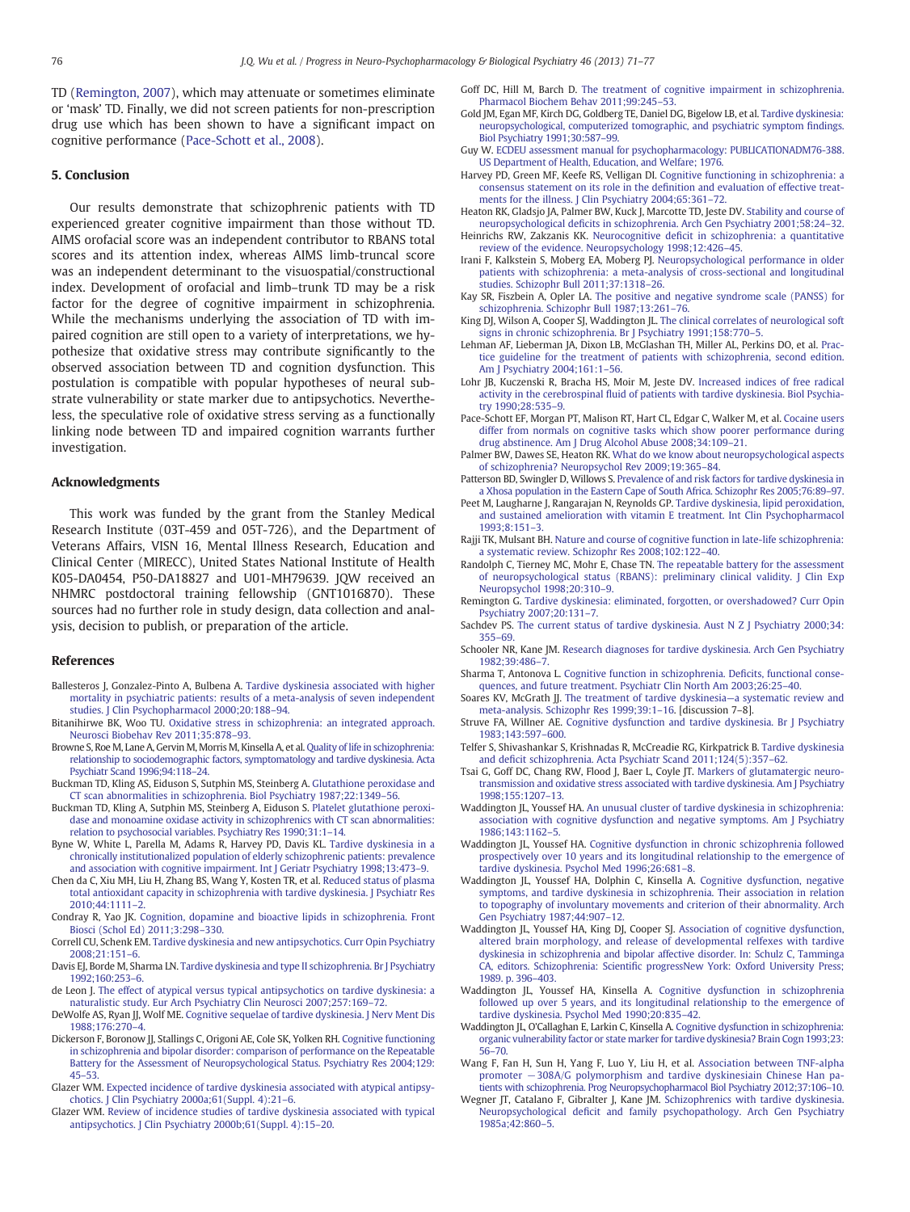TD (Remington, 2007), which may attenuate or sometimes eliminate or 'mask' TD. Finally, we did not screen patients for non-prescription drug use which has been shown to have a significant impact on cognitive performance (Pace-Schott et al., 2008).

## 5. Conclusion

Our results demonstrate that schizophrenic patients with TD experienced greater cognitive impairment than those without TD. AIMS orofacial score was an independent contributor to RBANS total scores and its attention index, whereas AIMS limb-truncal score was an independent determinant to the visuospatial/constructional index. Development of orofacial and limb–trunk TD may be a risk factor for the degree of cognitive impairment in schizophrenia. While the mechanisms underlying the association of TD with impaired cognition are still open to a variety of interpretations, we hypothesize that oxidative stress may contribute significantly to the observed association between TD and cognition dysfunction. This postulation is compatible with popular hypotheses of neural substrate vulnerability or state marker due to antipsychotics. Nevertheless, the speculative role of oxidative stress serving as a functionally linking node between TD and impaired cognition warrants further investigation.

## Acknowledgments

This work was funded by the grant from the Stanley Medical Research Institute (03T-459 and 05T-726), and the Department of Veterans Affairs, VISN 16, Mental Illness Research, Education and Clinical Center (MIRECC), United States National Institute of Health K05-DA0454, P50-DA18827 and U01-MH79639. JQW received an NHMRC postdoctoral training fellowship (GNT1016870). These sources had no further role in study design, data collection and analysis, decision to publish, or preparation of the article.

## References

Ballesteros J, Gonzalez-Pinto A, Bulbena A. Tardive dyskinesia associated with higher mortality in psychiatric patients: results of a meta-analysis of seven independent studies. J Clin Psychopharmacol 2000;20:188–94.

Bitanihirwe BK, Woo TU. Oxidative stress in schizophrenia: an integrated approach. Neurosci Biobehav Rev 2011;35:878–93.

Browne S, Roe M, Lane A, Gervin M, Morris M, Kinsella A, et al. Quality of life in schizophrenia: relationship to sociodemographic factors, symptomatology and tardive dyskinesia. Acta Psychiatr Scand 1996;94:118–24.

Buckman TD, Kling AS, Eiduson S, Sutphin MS, Steinberg A. Glutathione peroxidase and CT scan abnormalities in schizophrenia. Biol Psychiatry 1987;22:1349–56.

Buckman TD, Kling A, Sutphin MS, Steinberg A, Eiduson S. Platelet glutathione peroxidase and monoamine oxidase activity in schizophrenics with CT scan abnormalities: relation to psychosocial variables. Psychiatry Res 1990;31:1–14.

Byne W, White L, Parella M, Adams R, Harvey PD, Davis KL. Tardive dyskinesia in a chronically institutionalized population of elderly schizophrenic patients: prevalence and association with cognitive impairment. Int J Geriatr Psychiatry 1998;13:473–9.

Chen da C, Xiu MH, Liu H, Zhang BS, Wang Y, Kosten TR, et al. Reduced status of plasma total antioxidant capacity in schizophrenia with tardive dyskinesia. J Psychiatr Res 2010;44:1111–2.

Condray R, Yao JK. Cognition, dopamine and bioactive lipids in schizophrenia. Front Biosci (Schol Ed) 2011;3:298–330.

Correll CU, Schenk EM. Tardive dyskinesia and new antipsychotics. Curr Opin Psychiatry 2008;21:151–6.

Davis EJ, Borde M, Sharma LN. Tardive dyskinesia and type II schizophrenia. Br J Psychiatry 1992;160:253–6.

de Leon J. The effect of atypical versus typical antipsychotics on tardive dyskinesia: a naturalistic study. Eur Arch Psychiatry Clin Neurosci 2007;257:169–72.

DeWolfe AS, Ryan JJ, Wolf ME. Cognitive sequelae of tardive dyskinesia. J Nerv Ment Dis 1988;176:270–4.

Dickerson F, Boronow JJ, Stallings C, Origoni AE, Cole SK, Yolken RH. Cognitive functioning in schizophrenia and bipolar disorder: comparison of performance on the Repeatable Battery for the Assessment of Neuropsychological Status. Psychiatry Res 2004;129: 45–53.

Glazer WM. Expected incidence of tardive dyskinesia associated with atypical antipsychotics. J Clin Psychiatry 2000a;61(Suppl. 4):21–6.

Glazer WM. Review of incidence studies of tardive dyskinesia associated with typical antipsychotics. J Clin Psychiatry 2000b;61(Suppl. 4):15–20.

Goff DC, Hill M, Barch D. The treatment of cognitive impairment in schizophrenia. Pharmacol Biochem Behav 2011;99:245–53.

Gold JM, Egan MF, Kirch DG, Goldberg TE, Daniel DG, Bigelow LB, et al. Tardive dyskinesia: neuropsychological, computerized tomographic, and psychiatric symptom findings. Biol Psychiatry 1991;30:587–99.

Guy W. ECDEU assessment manual for psychopharmacology: PUBLICATIONADM76-388. US Department of Health, Education, and Welfare; 1976.

Harvey PD, Green MF, Keefe RS, Velligan DI. Cognitive functioning in schizophrenia: a consensus statement on its role in the definition and evaluation of effective treatments for the illness. J Clin Psychiatry 2004;65:361–72.

Heaton RK, Gladsjo JA, Palmer BW, Kuck J, Marcotte TD, Jeste DV. Stability and course of neuropsychological deficits in schizophrenia. Arch Gen Psychiatry 2001;58:24–32.

Heinrichs RW, Zakzanis KK. Neurocognitive deficit in schizophrenia: a quantitative review of the evidence. Neuropsychology 1998;12:426–45.

Irani F, Kalkstein S, Moberg EA, Moberg PJ. Neuropsychological performance in older patients with schizophrenia: a meta-analysis of cross-sectional and longitudinal studies. Schizophr Bull 2011;37:1318–26.

Kay SR, Fiszbein A, Opler LA. The positive and negative syndrome scale (PANSS) for schizophrenia. Schizophr Bull 1987;13:261–76.

King DJ, Wilson A, Cooper SJ, Waddington JL. The clinical correlates of neurological soft signs in chronic schizophrenia. Br J Psychiatry 1991;158:770–5.

Lehman AF, Lieberman JA, Dixon LB, McGlashan TH, Miller AL, Perkins DO, et al. Practice guideline for the treatment of patients with schizophrenia, second edition. Am J Psychiatry 2004;161:1–56.

Lohr JB, Kuczenski R, Bracha HS, Moir M, Jeste DV. Increased indices of free radical activity in the cerebrospinal fluid of patients with tardive dyskinesia. Biol Psychiatry 1990;28:535–9.

Pace-Schott EF, Morgan PT, Malison RT, Hart CL, Edgar C, Walker M, et al. Cocaine users differ from normals on cognitive tasks which show poorer performance during drug abstinence. Am J Drug Alcohol Abuse 2008;34:109–21.

Palmer BW, Dawes SE, Heaton RK. What do we know about neuropsychological aspects of schizophrenia? Neuropsychol Rev 2009;19:365–84.

Patterson BD, Swingler D, Willows S. Prevalence of and risk factors for tardive dyskinesia in a Xhosa population in the Eastern Cape of South Africa. Schizophr Res 2005;76:89–97.

Peet M, Laugharne J, Rangarajan N, Reynolds GP. Tardive dyskinesia, lipid peroxidation, and sustained amelioration with vitamin E treatment. Int Clin Psychopharmacol 1993;8:151–3.

Rajji TK, Mulsant BH. Nature and course of cognitive function in late-life schizophrenia: a systematic review. Schizophr Res 2008;102:122–40.

Randolph C, Tierney MC, Mohr E, Chase TN. The repeatable battery for the assessment of neuropsychological status (RBANS): preliminary clinical validity. J Clin Exp Neuropsychol 1998;20:310–9.

Remington G. Tardive dyskinesia: eliminated, forgotten, or overshadowed? Curr Opin Psychiatry 2007;20:131–7.

Sachdev PS. The current status of tardive dyskinesia. Aust N Z J Psychiatry 2000;34: 355–69.

Schooler NR, Kane JM. Research diagnoses for tardive dyskinesia. Arch Gen Psychiatry 1982;39:486–7.

Sharma T, Antonova L. Cognitive function in schizophrenia. Deficits, functional consequences, and future treatment. Psychiatr Clin North Am 2003;26:25–40.

Soares KV, McGrath JJ. The treatment of tardive dyskinesia—a systematic review and meta-analysis. Schizophr Res 1999;39:1–16. [discussion 7–8].

Struve FA, Willner AE. Cognitive dysfunction and tardive dyskinesia. Br J Psychiatry 1983;143:597–600.

Telfer S, Shivashankar S, Krishnadas R, McCreadie RG, Kirkpatrick B. Tardive dyskinesia and deficit schizophrenia. Acta Psychiatr Scand 2011;124(5):357–62.

Tsai G, Goff DC, Chang RW, Flood J, Baer L, Coyle JT. Markers of glutamatergic neurotransmission and oxidative stress associated with tardive dyskinesia. Am J Psychiatry 1998;155:1207–13.

Waddington JL, Youssef HA. An unusual cluster of tardive dyskinesia in schizophrenia: association with cognitive dysfunction and negative symptoms. Am J Psychiatry 1986;143:1162–5.

Waddington JL, Youssef HA. Cognitive dysfunction in chronic schizophrenia followed prospectively over 10 years and its longitudinal relationship to the emergence of tardive dyskinesia. Psychol Med 1996;26:681–8.

Waddington JL, Youssef HA, Dolphin C, Kinsella A. Cognitive dysfunction, negative symptoms, and tardive dyskinesia in schizophrenia. Their association in relation to topography of involuntary movements and criterion of their abnormality. Arch Gen Psychiatry 1987;44:907–12.

Waddington JL, Youssef HA, King DJ, Cooper SJ. Association of cognitive dysfunction, altered brain morphology, and release of developmental relfexes with tardive dyskinesia in schizophrenia and bipolar affective disorder. In: Schulz C, Tamminga CA, editors. Schizophrenia: Scientific progressNew York: Oxford University Press; 1989. p. 396–403.

Waddington JL, Youssef HA, Kinsella A. Cognitive dysfunction in schizophrenia followed up over 5 years, and its longitudinal relationship to the emergence of tardive dyskinesia. Psychol Med 1990;20:835–42.

Waddington JL, O'Callaghan E, Larkin C, Kinsella A. Cognitive dysfunction in schizophrenia: organic vulnerability factor or state marker for tardive dyskinesia? Brain Cogn 1993;23: 56–70.

Wang F, Fan H, Sun H, Yang F, Luo Y, Liu H, et al. Association between TNF-alpha promoter −308A/G polymorphism and tardive dyskinesiain Chinese Han patients with schizophrenia. Prog Neuropsychopharmacol Biol Psychiatry 2012;37:106–10.

Wegner JT, Catalano F, Gibralter J, Kane JM. Schizophrenics with tardive dyskinesia. Neuropsychological deficit and family psychopathology. Arch Gen Psychiatry 1985a;42:860–5.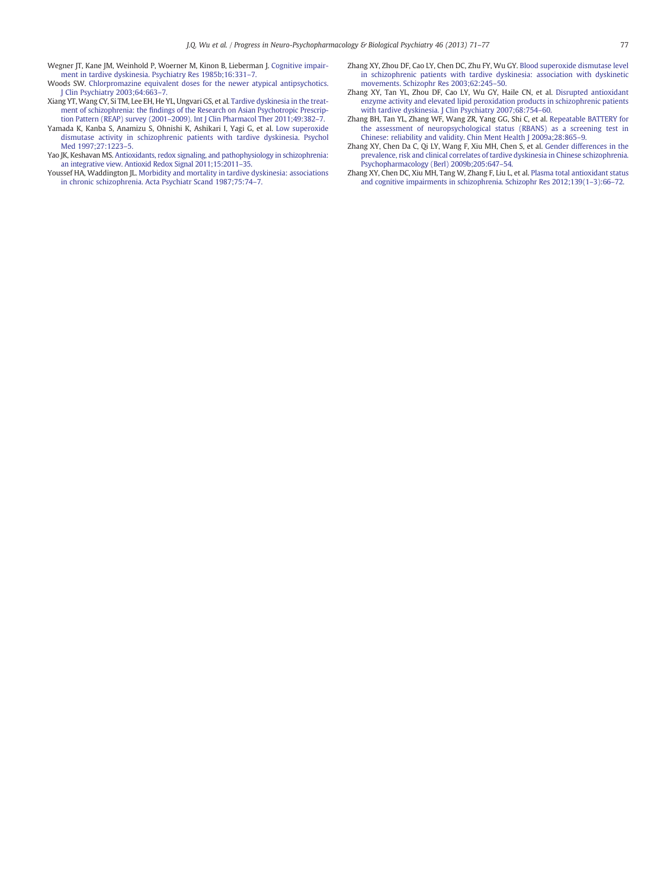Wegner JT, Kane JM, Weinhold P, Woerner M, Kinon B, Lieberman J. Cognitive impairment in tardive dyskinesia. Psychiatry Res 1985b;16:331–7.

Woods SW. Chlorpromazine equivalent doses for the newer atypical antipsychotics. J Clin Psychiatry 2003;64:663–7.

Xiang YT, Wang CY, Si TM, Lee EH, He YL, Ungvari GS, et al. Tardive dyskinesia in the treatment of schizophrenia: the findings of the Research on Asian Psychotropic Prescription Pattern (REAP) survey (2001–2009). Int J Clin Pharmacol Ther 2011;49:382–7.

Yamada K, Kanba S, Anamizu S, Ohnishi K, Ashikari I, Yagi G, et al. Low superoxide dismutase activity in schizophrenic patients with tardive dyskinesia. Psychol Med 1997;27:1223–5.

Yao JK, Keshavan MS. Antioxidants, redox signaling, and pathophysiology in schizophrenia: an integrative view. Antioxid Redox Signal 2011;15:2011–35.

Youssef HA, Waddington JL. Morbidity and mortality in tardive dyskinesia: associations in chronic schizophrenia. Acta Psychiatr Scand 1987;75:74–7.

Zhang XY, Zhou DF, Cao LY, Chen DC, Zhu FY, Wu GY. Blood superoxide dismutase level in schizophrenic patients with tardive dyskinesia: association with dyskinetic movements. Schizophr Res 2003;62:245–50.

Zhang XY, Tan YL, Zhou DF, Cao LY, Wu GY, Haile CN, et al. Disrupted antioxidant enzyme activity and elevated lipid peroxidation products in schizophrenic patients with tardive dyskinesia. J Clin Psychiatry 2007;68:754–60.

Zhang BH, Tan YL, Zhang WF, Wang ZR, Yang GG, Shi C, et al. Repeatable BATTERY for the assessment of neuropsychological status (RBANS) as a screening test in Chinese: reliability and validity. Chin Ment Health J 2009a;28:865–9.

Zhang XY, Chen Da C, Qi LY, Wang F, Xiu MH, Chen S, et al. Gender differences in the prevalence, risk and clinical correlates of tardive dyskinesia in Chinese schizophrenia. Psychopharmacology (Berl) 2009b;205:647–54.

Zhang XY, Chen DC, Xiu MH, Tang W, Zhang F, Liu L, et al. Plasma total antioxidant status and cognitive impairments in schizophrenia. Schizophr Res 2012;139(1–3):66–72.